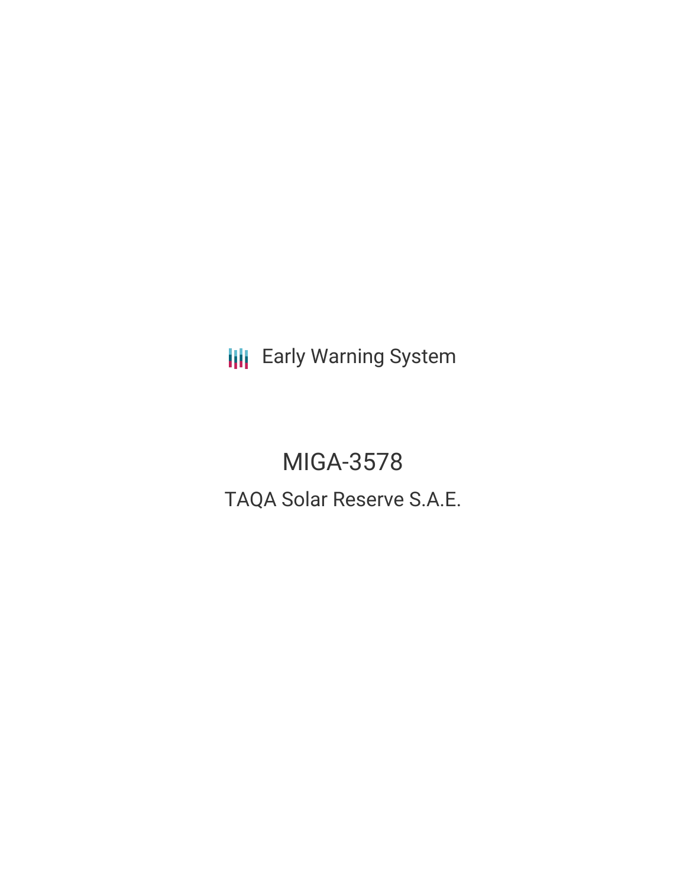Early Warning System

# MIGA-3578

## TAQA Solar Reserve S.A.E.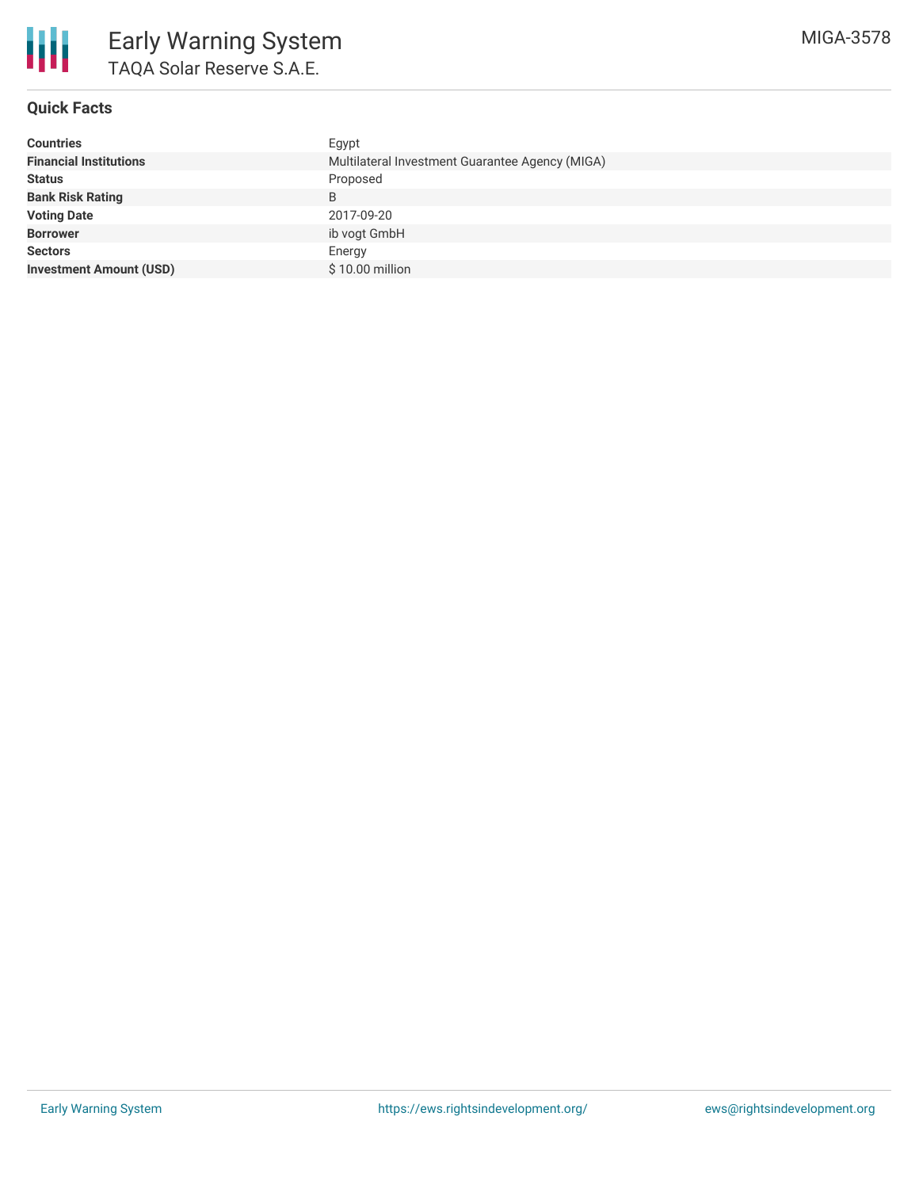# Early Warning System

## TAQA Solar Reserve S.A.E.

MIGA-3578

### Quick Facts

| | |
|---|---|
| **Countries** | Egypt |
| **Financial Institutions** | Multilateral Investment Guarantee Agency (MIGA) |
| **Status** | Proposed |
| **Bank Risk Rating** | B |
| **Voting Date** | 2017-09-20 |
| **Borrower** | ib vogt GmbH |
| **Sectors** | Energy |
| **Investment Amount (USD)** | $ 10.00 million |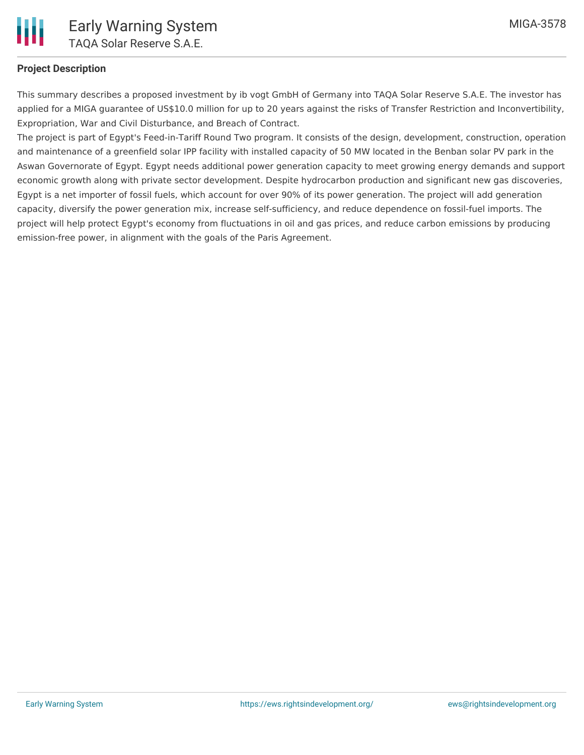## Project Description

This summary describes a proposed investment by ib vogt GmbH of Germany into TAQA Solar Reserve S.A.E. The investor has applied for a MIGA guarantee of US$10.0 million for up to 20 years against the risks of Transfer Restriction and Inconvertibility, Expropriation, War and Civil Disturbance, and Breach of Contract.

The project is part of Egypt's Feed-in-Tariff Round Two program. It consists of the design, development, construction, operation and maintenance of a greenfield solar IPP facility with installed capacity of 50 MW located in the Benban solar PV park in the Aswan Governorate of Egypt. Egypt needs additional power generation capacity to meet growing energy demands and support economic growth along with private sector development. Despite hydrocarbon production and significant new gas discoveries, Egypt is a net importer of fossil fuels, which account for over 90% of its power generation. The project will add generation capacity, diversify the power generation mix, increase self-sufficiency, and reduce dependence on fossil-fuel imports. The project will help protect Egypt's economy from fluctuations in oil and gas prices, and reduce carbon emissions by producing emission-free power, in alignment with the goals of the Paris Agreement.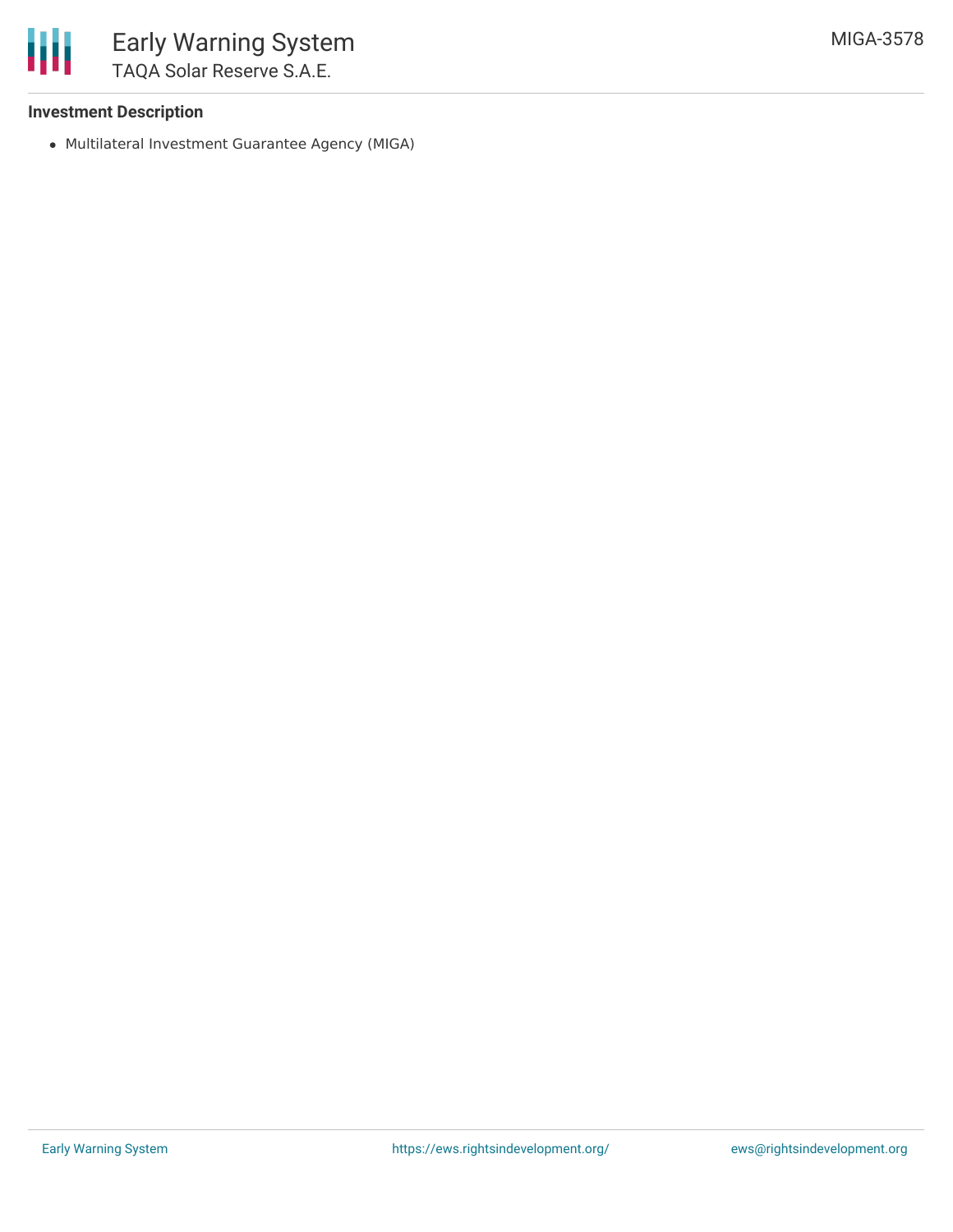**Investment Description**

- Multilateral Investment Guarantee Agency (MIGA)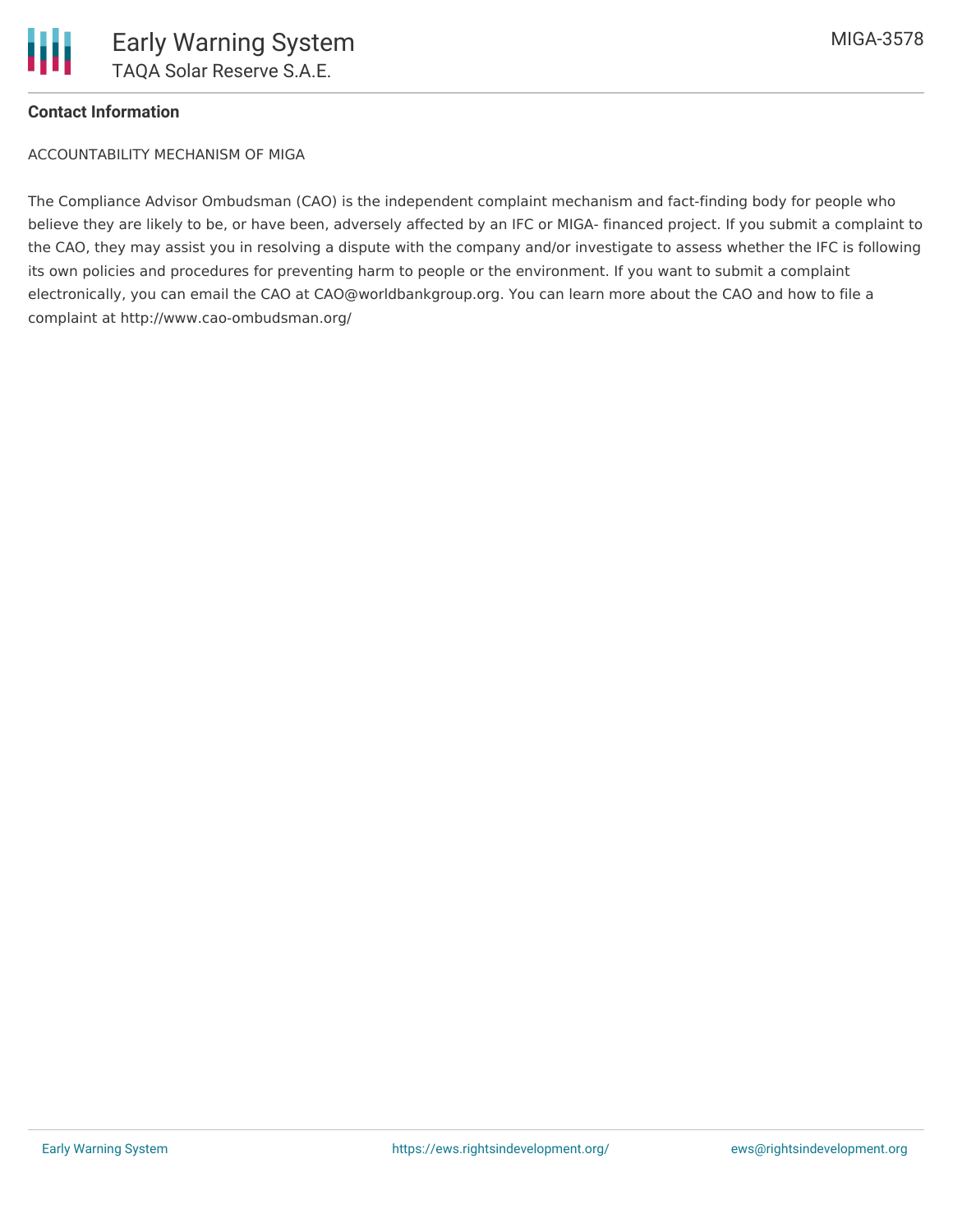**Contact Information**

ACCOUNTABILITY MECHANISM OF MIGA

The Compliance Advisor Ombudsman (CAO) is the independent complaint mechanism and fact-finding body for people who believe they are likely to be, or have been, adversely affected by an IFC or MIGA- financed project. If you submit a complaint to the CAO, they may assist you in resolving a dispute with the company and/or investigate to assess whether the IFC is following its own policies and procedures for preventing harm to people or the environment. If you want to submit a complaint electronically, you can email the CAO at CAO@worldbankgroup.org. You can learn more about the CAO and how to file a complaint at http://www.cao-ombudsman.org/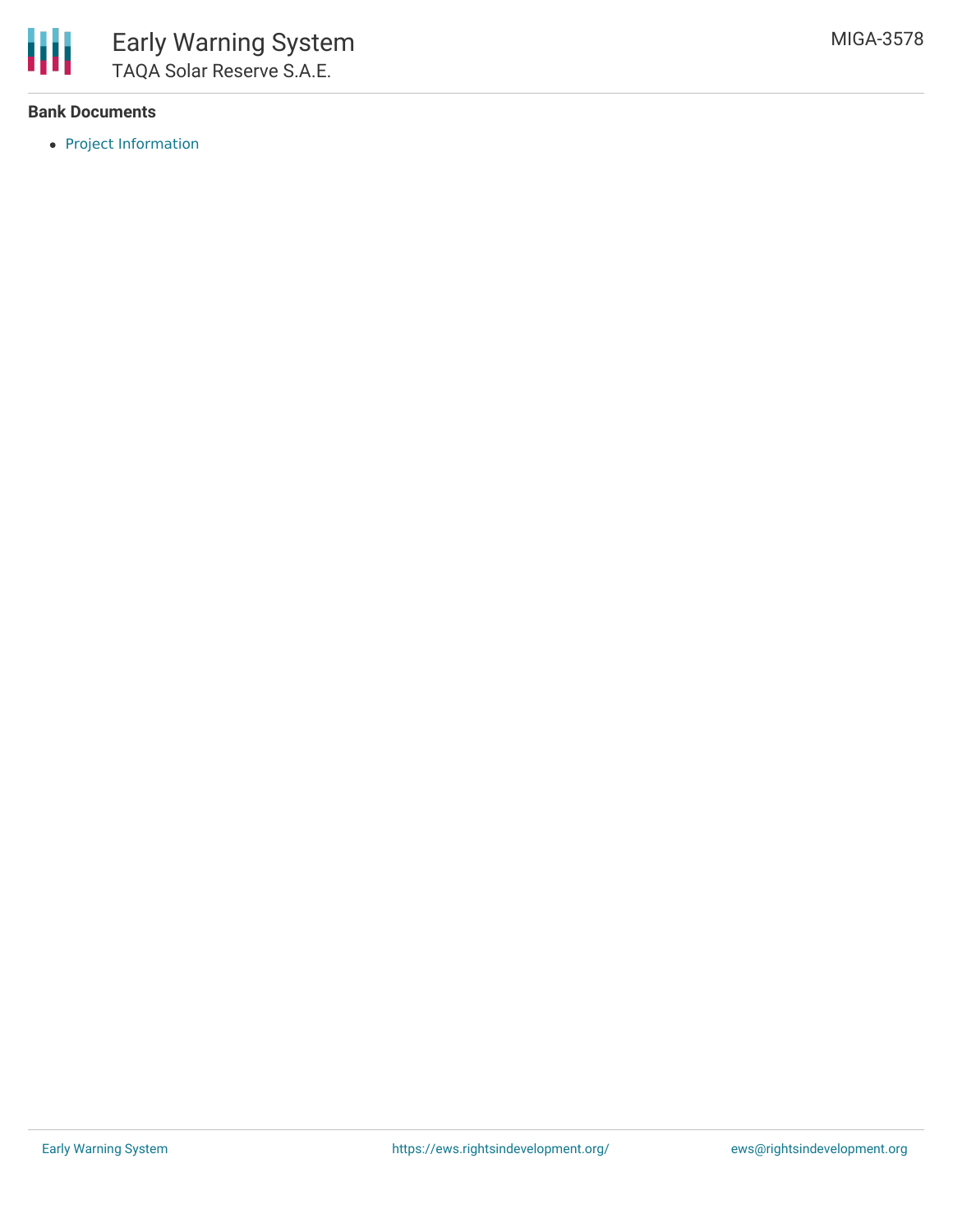**Bank Documents**

- Project Information